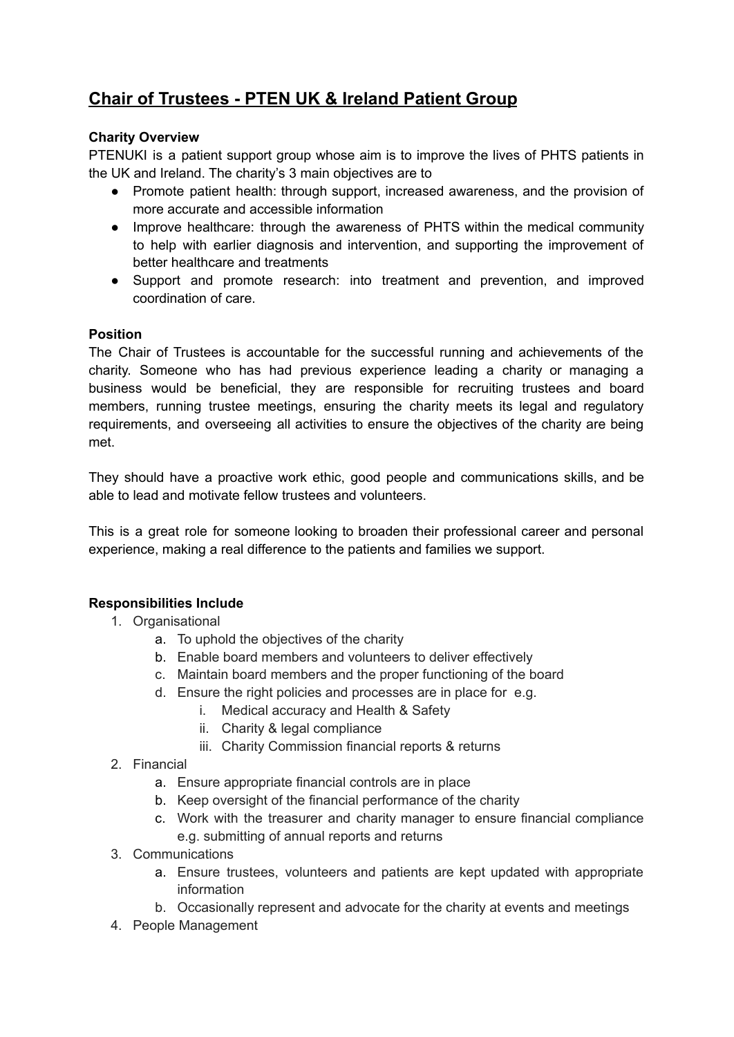# Chair of Trustees - PTEN UK & Ireland Patient Group

**Charity Overview**

PTENUKI is a patient support group whose aim is to improve the lives of PHTS patients in the UK and Ireland. The charity's 3 main objectives are to

- Promote patient health: through support, increased awareness, and the provision of more accurate and accessible information
- Improve healthcare: through the awareness of PHTS within the medical community to help with earlier diagnosis and intervention, and supporting the improvement of better healthcare and treatments
- Support and promote research: into treatment and prevention, and improved coordination of care.

**Position**

The Chair of Trustees is accountable for the successful running and achievements of the charity. Someone who has had previous experience leading a charity or managing a business would be beneficial, they are responsible for recruiting trustees and board members, running trustee meetings, ensuring the charity meets its legal and regulatory requirements, and overseeing all activities to ensure the objectives of the charity are being met.

They should have a proactive work ethic, good people and communications skills, and be able to lead and motivate fellow trustees and volunteers.

This is a great role for someone looking to broaden their professional career and personal experience, making a real difference to the patients and families we support.

**Responsibilities Include**

1. Organisational
    a. To uphold the objectives of the charity
    b. Enable board members and volunteers to deliver effectively
    c. Maintain board members and the proper functioning of the board
    d. Ensure the right policies and processes are in place for e.g.
        i. Medical accuracy and Health & Safety
        ii. Charity & legal compliance
        iii. Charity Commission financial reports & returns
2. Financial
    a. Ensure appropriate financial controls are in place
    b. Keep oversight of the financial performance of the charity
    c. Work with the treasurer and charity manager to ensure financial compliance e.g. submitting of annual reports and returns
3. Communications
    a. Ensure trustees, volunteers and patients are kept updated with appropriate information
    b. Occasionally represent and advocate for the charity at events and meetings
4. People Management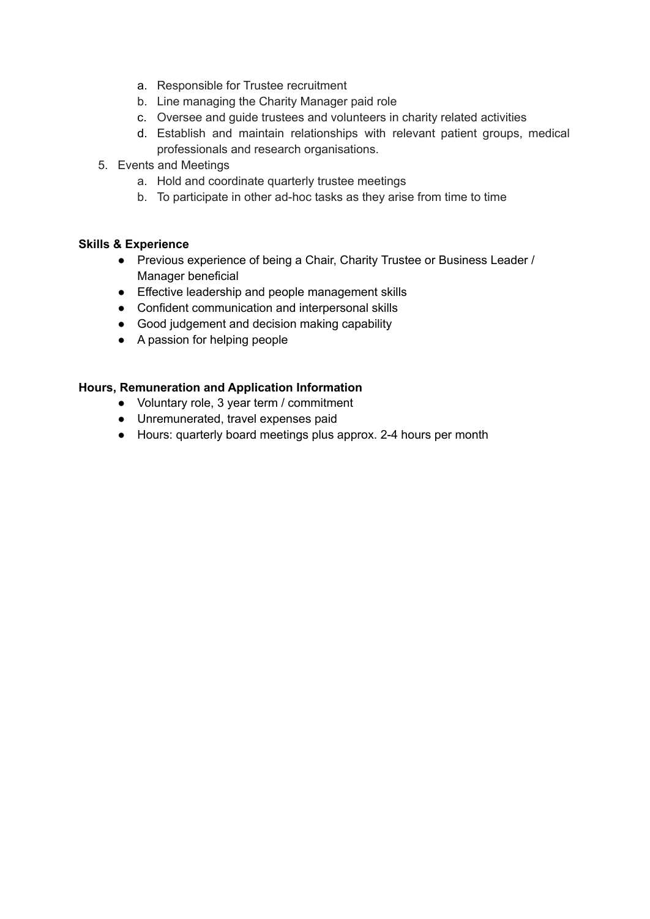a. Responsible for Trustee recruitment
   b. Line managing the Charity Manager paid role
   c. Oversee and guide trustees and volunteers in charity related activities
   d. Establish and maintain relationships with relevant patient groups, medical professionals and research organisations.
5. Events and Meetings
   a. Hold and coordinate quarterly trustee meetings
   b. To participate in other ad-hoc tasks as they arise from time to time

**Skills & Experience**

- Previous experience of being a Chair, Charity Trustee or Business Leader / Manager beneficial
- Effective leadership and people management skills
- Confident communication and interpersonal skills
- Good judgement and decision making capability
- A passion for helping people

**Hours, Remuneration and Application Information**

- Voluntary role, 3 year term / commitment
- Unremunerated, travel expenses paid
- Hours: quarterly board meetings plus approx. 2-4 hours per month